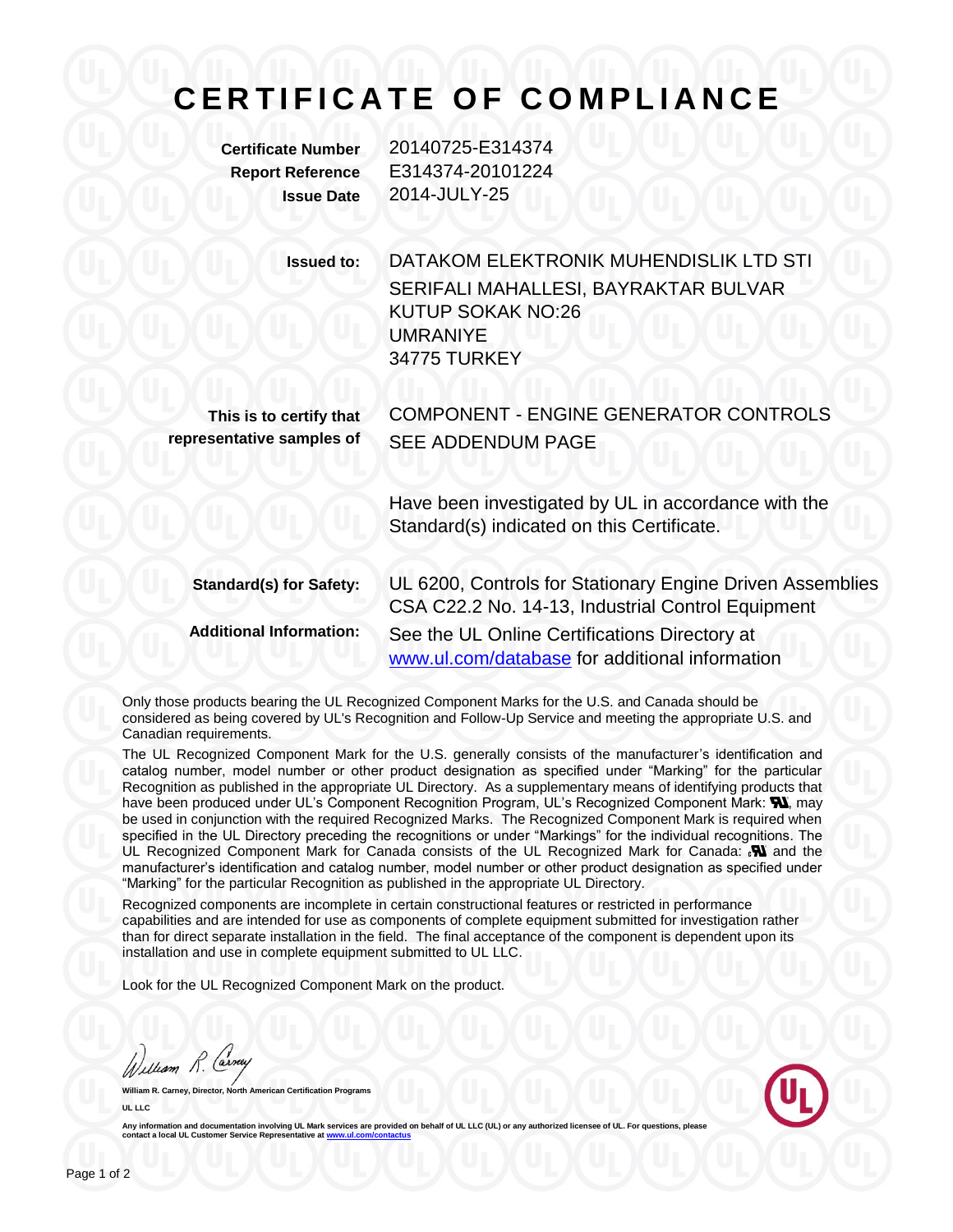# CERTIFICATE OF COMPLIANCE

**Certificate Number** 20140725-E314374
**Report Reference** E314374-20101224
**Issue Date** 2014-JULY-25

**Issued to:** DATAKOM ELEKTRONIK MUHENDISLIK LTD STI
SERIFALI MAHALLESI, BAYRAKTAR BULVAR
KUTUP SOKAK NO:26
UMRANIYE
34775 TURKEY

**This is to certify that representative samples of** COMPONENT - ENGINE GENERATOR CONTROLS
SEE ADDENDUM PAGE

Have been investigated by UL in accordance with the Standard(s) indicated on this Certificate.

**Standard(s) for Safety:** UL 6200, Controls for Stationary Engine Driven Assemblies
CSA C22.2 No. 14-13, Industrial Control Equipment

**Additional Information:** See the UL Online Certifications Directory at www.ul.com/database for additional information

Only those products bearing the UL Recognized Component Marks for the U.S. and Canada should be considered as being covered by UL's Recognition and Follow-Up Service and meeting the appropriate U.S. and Canadian requirements.

The UL Recognized Component Mark for the U.S. generally consists of the manufacturer's identification and catalog number, model number or other product designation as specified under "Marking" for the particular Recognition as published in the appropriate UL Directory. As a supplementary means of identifying products that have been produced under UL's Component Recognition Program, UL's Recognized Component Mark: ЯU, may be used in conjunction with the required Recognized Marks. The Recognized Component Mark is required when specified in the UL Directory preceding the recognitions or under "Markings" for the individual recognitions. The UL Recognized Component Mark for Canada consists of the UL Recognized Mark for Canada: cЯU and the manufacturer's identification and catalog number, model number or other product designation as specified under "Marking" for the particular Recognition as published in the appropriate UL Directory.

Recognized components are incomplete in certain constructional features or restricted in performance capabilities and are intended for use as components of complete equipment submitted for investigation rather than for direct separate installation in the field. The final acceptance of the component is dependent upon its installation and use in complete equipment submitted to UL LLC.

Look for the UL Recognized Component Mark on the product.

William R. Carney

**William R. Carney, Director, North American Certification Programs**
**UL LLC**

Any information and documentation involving UL Mark services are provided on behalf of UL LLC (UL) or any authorized licensee of UL. For questions, please contact a local UL Customer Service Representative at www.ul.com/contactus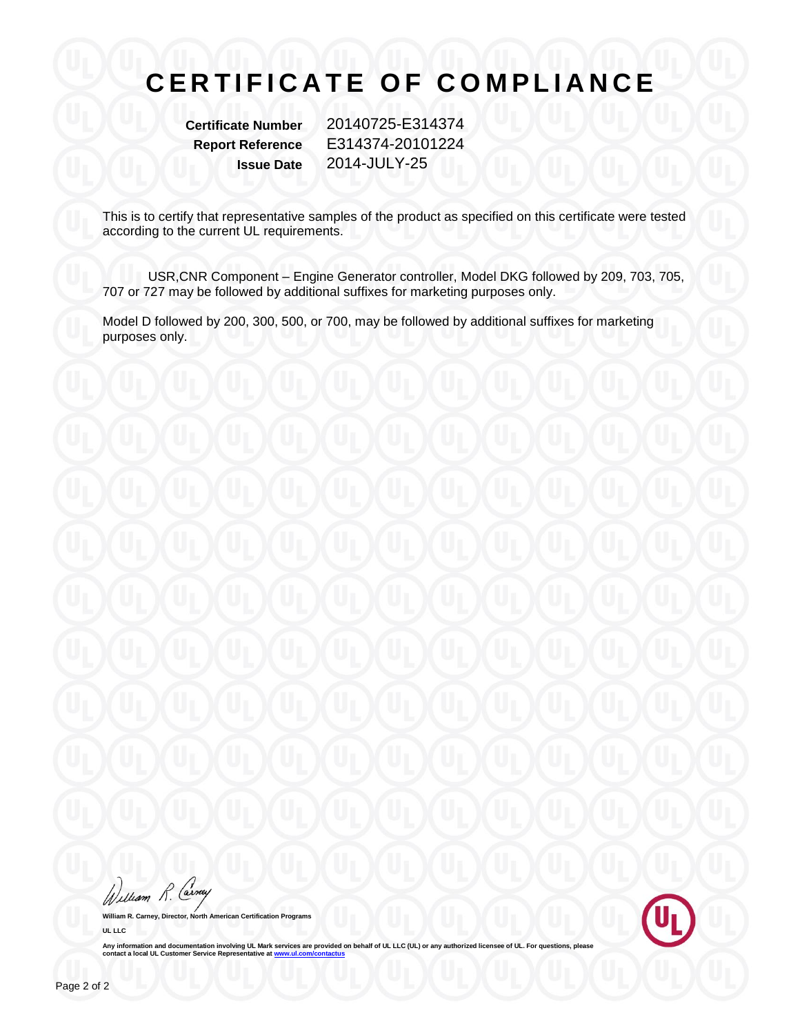# CERTIFICATE OF COMPLIANCE

| | |
|---|---|
| **Certificate Number** | 20140725-E314374 |
| **Report Reference** | E314374-20101224 |
| **Issue Date** | 2014-JULY-25 |

This is to certify that representative samples of the product as specified on this certificate were tested according to the current UL requirements.

USR,CNR Component – Engine Generator controller, Model DKG followed by 209, 703, 705, 707 or 727 may be followed by additional suffixes for marketing purposes only.

Model D followed by 200, 300, 500, or 700, may be followed by additional suffixes for marketing purposes only.

William R. Carney

**William R. Carney, Director, North American Certification Programs**

**UL LLC**

**Any information and documentation involving UL Mark services are provided on behalf of UL LLC (UL) or any authorized licensee of UL. For questions, please contact a local UL Customer Service Representative at www.ul.com/contactus**